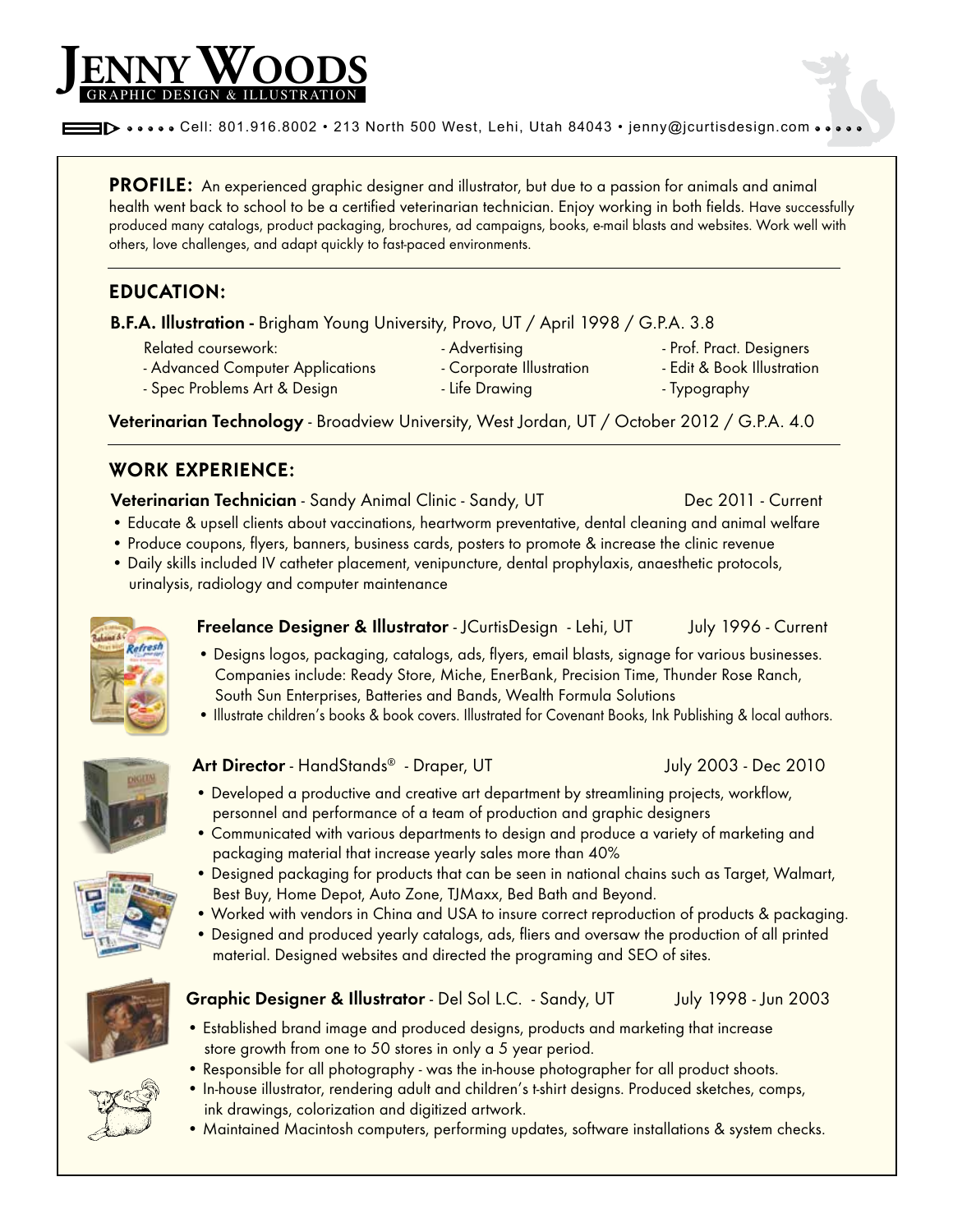# Jenny Woods

GRAPHIC DESIGN & ILLUSTRATION

Cell: 801.916.8002 • 213 North 500 West, Lehi, Utah 84043 • jenny@jcurtisdesign.com

**PROFILE:** An experienced graphic designer and illustrator, but due to a passion for animals and animal health went back to school to be a certified veterinarian technician. Enjoy working in both fields. Have successfully produced many catalogs, product packaging, brochures, ad campaigns, books, e-mail blasts and websites. Work well with others, love challenges, and adapt quickly to fast-paced environments.

## EDUCATION:

**B.F.A. Illustration** - Brigham Young University, Provo, UT / April 1998 / G.P.A. 3.8

Related coursework:
- Advanced Computer Applications
- Spec Problems Art & Design
- Advertising
- Corporate Illustration
- Life Drawing
- Prof. Pract. Designers
- Edit & Book Illustration
- Typography

**Veterinarian Technology** - Broadview University, West Jordan, UT / October 2012 / G.P.A. 4.0

## WORK EXPERIENCE:

**Veterinarian Technician** - Sandy Animal Clinic - Sandy, UT — Dec 2011 - Current

- Educate & upsell clients about vaccinations, heartworm preventative, dental cleaning and animal welfare
- Produce coupons, flyers, banners, business cards, posters to promote & increase the clinic revenue
- Daily skills included IV catheter placement, venipuncture, dental prophylaxis, anaesthetic protocols, urinalysis, radiology and computer maintenance

**Freelance Designer & Illustrator** - JCurtisDesign - Lehi, UT — July 1996 - Current

- Designs logos, packaging, catalogs, ads, flyers, email blasts, signage for various businesses. Companies include: Ready Store, Miche, EnerBank, Precision Time, Thunder Rose Ranch, South Sun Enterprises, Batteries and Bands, Wealth Formula Solutions
- Illustrate children's books & book covers. Illustrated for Covenant Books, Ink Publishing & local authors.

**Art Director** - HandStands® - Draper, UT — July 2003 - Dec 2010

- Developed a productive and creative art department by streamlining projects, workflow, personnel and performance of a team of production and graphic designers
- Communicated with various departments to design and produce a variety of marketing and packaging material that increase yearly sales more than 40%
- Designed packaging for products that can be seen in national chains such as Target, Walmart, Best Buy, Home Depot, Auto Zone, TJMaxx, Bed Bath and Beyond.
- Worked with vendors in China and USA to insure correct reproduction of products & packaging.
- Designed and produced yearly catalogs, ads, fliers and oversaw the production of all printed material. Designed websites and directed the programing and SEO of sites.

**Graphic Designer & Illustrator** - Del Sol L.C. - Sandy, UT — July 1998 - Jun 2003

- Established brand image and produced designs, products and marketing that increase store growth from one to 50 stores in only a 5 year period.
- Responsible for all photography - was the in-house photographer for all product shoots.
- In-house illustrator, rendering adult and children's t-shirt designs. Produced sketches, comps, ink drawings, colorization and digitized artwork.
- Maintained Macintosh computers, performing updates, software installations & system checks.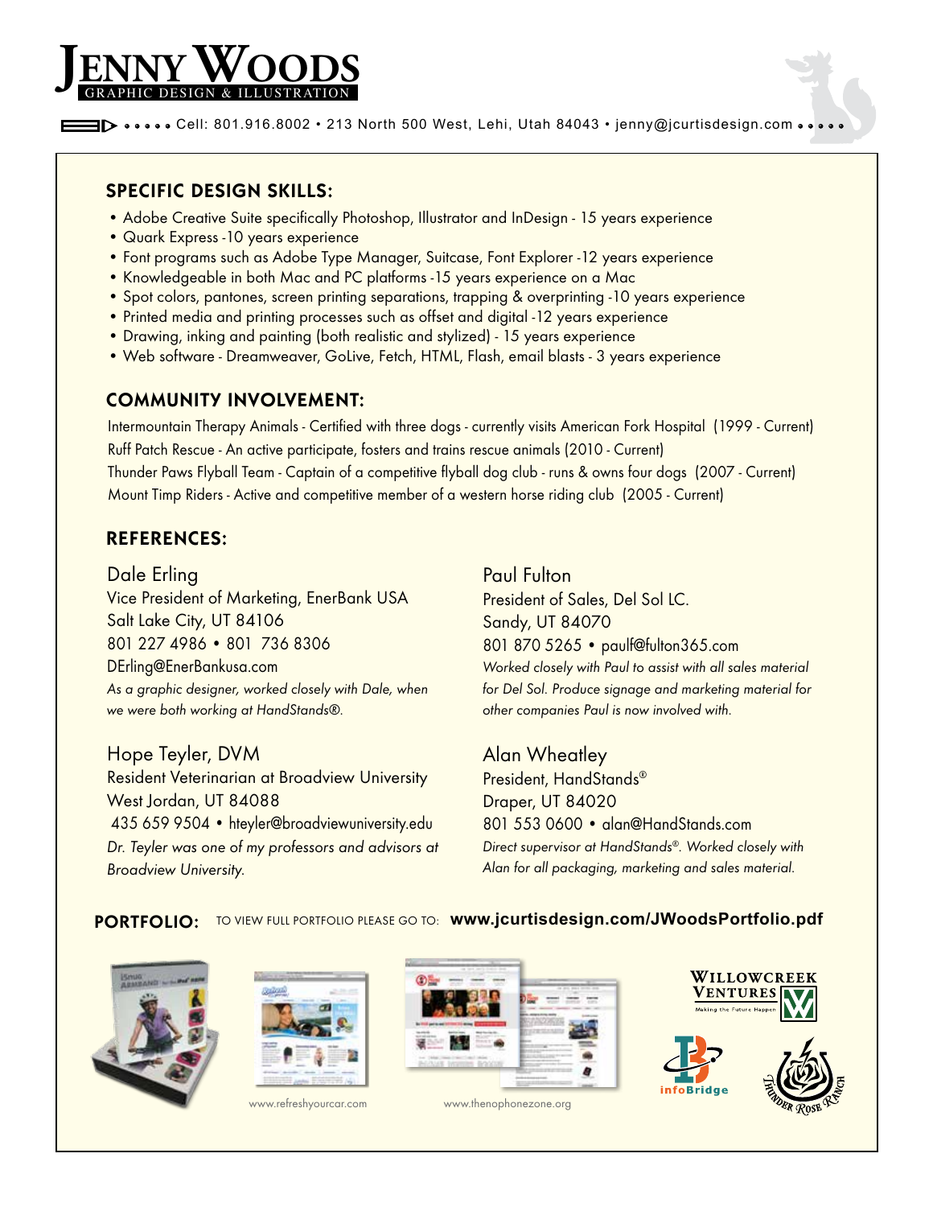# JENNY WOODS

GRAPHIC DESIGN & ILLUSTRATION

Cell: 801.916.8002 • 213 North 500 West, Lehi, Utah 84043 • jenny@jcurtisdesign.com

## SPECIFIC DESIGN SKILLS:

- Adobe Creative Suite specifically Photoshop, Illustrator and InDesign - 15 years experience
- Quark Express -10 years experience
- Font programs such as Adobe Type Manager, Suitcase, Font Explorer -12 years experience
- Knowledgeable in both Mac and PC platforms -15 years experience on a Mac
- Spot colors, pantones, screen printing separations, trapping & overprinting -10 years experience
- Printed media and printing processes such as offset and digital -12 years experience
- Drawing, inking and painting (both realistic and stylized) - 15 years experience
- Web software - Dreamweaver, GoLive, Fetch, HTML, Flash, email blasts - 3 years experience

## COMMUNITY INVOLVEMENT:

Intermountain Therapy Animals - Certified with three dogs - currently visits American Fork Hospital (1999 - Current)
Ruff Patch Rescue - An active participate, fosters and trains rescue animals (2010 - Current)
Thunder Paws Flyball Team - Captain of a competitive flyball dog club - runs & owns four dogs (2007 - Current)
Mount Timp Riders - Active and competitive member of a western horse riding club (2005 - Current)

## REFERENCES:

Dale Erling
Vice President of Marketing, EnerBank USA
Salt Lake City, UT 84106
801 227 4986 • 801 736 8306
DErling@EnerBankusa.com
*As a graphic designer, worked closely with Dale, when we were both working at HandStands®.*

Hope Teyler, DVM
Resident Veterinarian at Broadview University
West Jordan, UT 84088
435 659 9504 • hteyler@broadviewuniversity.edu
*Dr. Teyler was one of my professors and advisors at Broadview University.*

Paul Fulton
President of Sales, Del Sol LC.
Sandy, UT 84070
801 870 5265 • paulf@fulton365.com
*Worked closely with Paul to assist with all sales material for Del Sol. Produce signage and marketing material for other companies Paul is now involved with.*

Alan Wheatley
President, HandStands®
Draper, UT 84020
801 553 0600 • alan@HandStands.com
*Direct supervisor at HandStands®. Worked closely with Alan for all packaging, marketing and sales material.*

## PORTFOLIO:

TO VIEW FULL PORTFOLIO PLEASE GO TO: **www.jcurtisdesign.com/JWoodsPortfolio.pdf**

www.refreshyourcar.com

www.thenophonezone.org